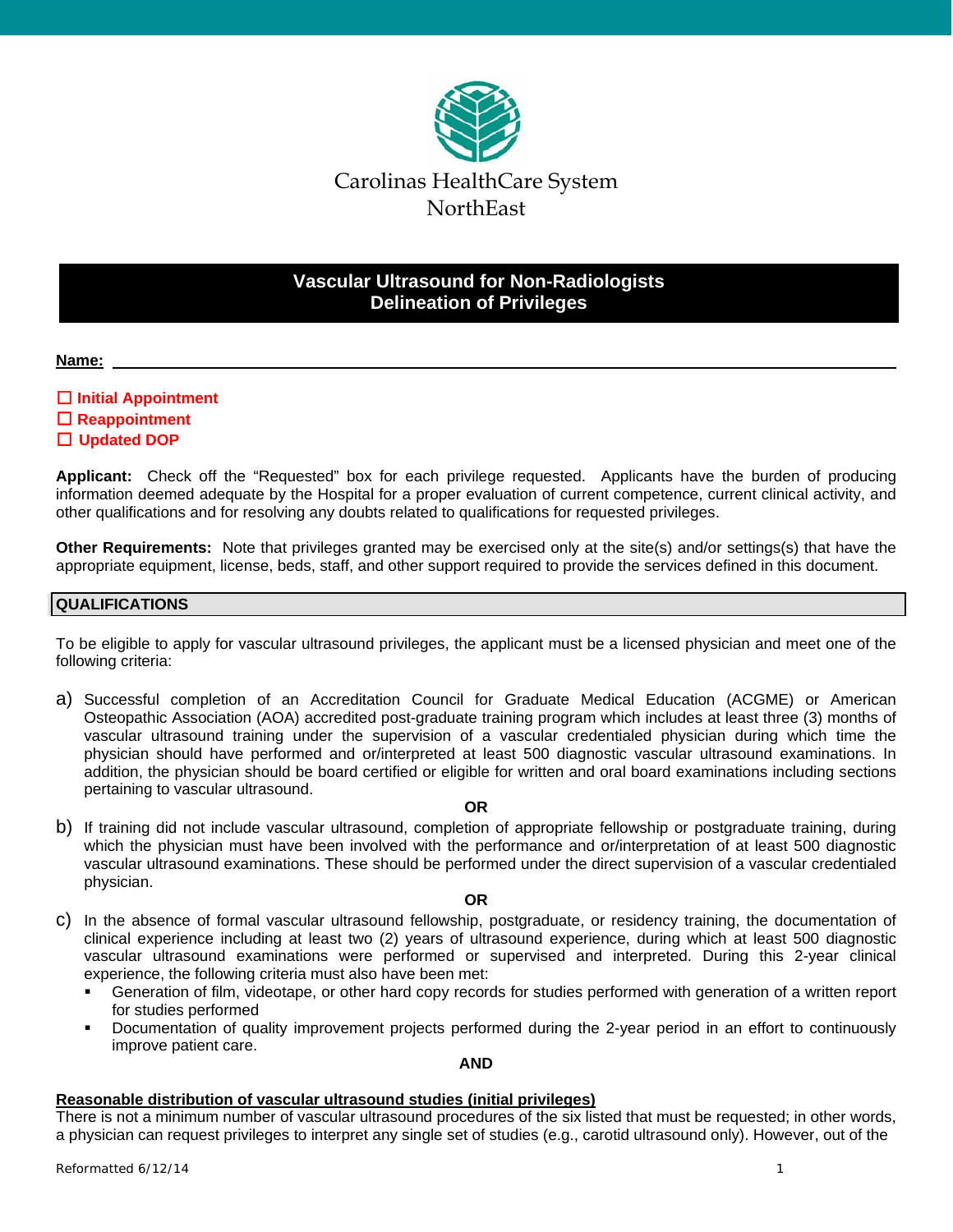Carolinas HealthCare System
NorthEast

# Vascular Ultrasound for Non-Radiologists
# Delineation of Privileges

**Name:** ______________________________________________

☐ **Initial Appointment**
☐ **Reappointment**
☐ **Updated DOP**

**Applicant:** Check off the "Requested" box for each privilege requested. Applicants have the burden of producing information deemed adequate by the Hospital for a proper evaluation of current competence, current clinical activity, and other qualifications and for resolving any doubts related to qualifications for requested privileges.

**Other Requirements:** Note that privileges granted may be exercised only at the site(s) and/or settings(s) that have the appropriate equipment, license, beds, staff, and other support required to provide the services defined in this document.

## QUALIFICATIONS

To be eligible to apply for vascular ultrasound privileges, the applicant must be a licensed physician and meet one of the following criteria:

a) Successful completion of an Accreditation Council for Graduate Medical Education (ACGME) or American Osteopathic Association (AOA) accredited post-graduate training program which includes at least three (3) months of vascular ultrasound training under the supervision of a vascular credentialed physician during which time the physician should have performed and or/interpreted at least 500 diagnostic vascular ultrasound examinations. In addition, the physician should be board certified or eligible for written and oral board examinations including sections pertaining to vascular ultrasound.

**OR**

b) If training did not include vascular ultrasound, completion of appropriate fellowship or postgraduate training, during which the physician must have been involved with the performance and or/interpretation of at least 500 diagnostic vascular ultrasound examinations. These should be performed under the direct supervision of a vascular credentialed physician.

**OR**

c) In the absence of formal vascular ultrasound fellowship, postgraduate, or residency training, the documentation of clinical experience including at least two (2) years of ultrasound experience, during which at least 500 diagnostic vascular ultrasound examinations were performed or supervised and interpreted. During this 2-year clinical experience, the following criteria must also have been met:
   - Generation of film, videotape, or other hard copy records for studies performed with generation of a written report for studies performed
   - Documentation of quality improvement projects performed during the 2-year period in an effort to continuously improve patient care.

**AND**

**Reasonable distribution of vascular ultrasound studies (initial privileges)**
There is not a minimum number of vascular ultrasound procedures of the six listed that must be requested; in other words, a physician can request privileges to interpret any single set of studies (e.g., carotid ultrasound only). However, out of the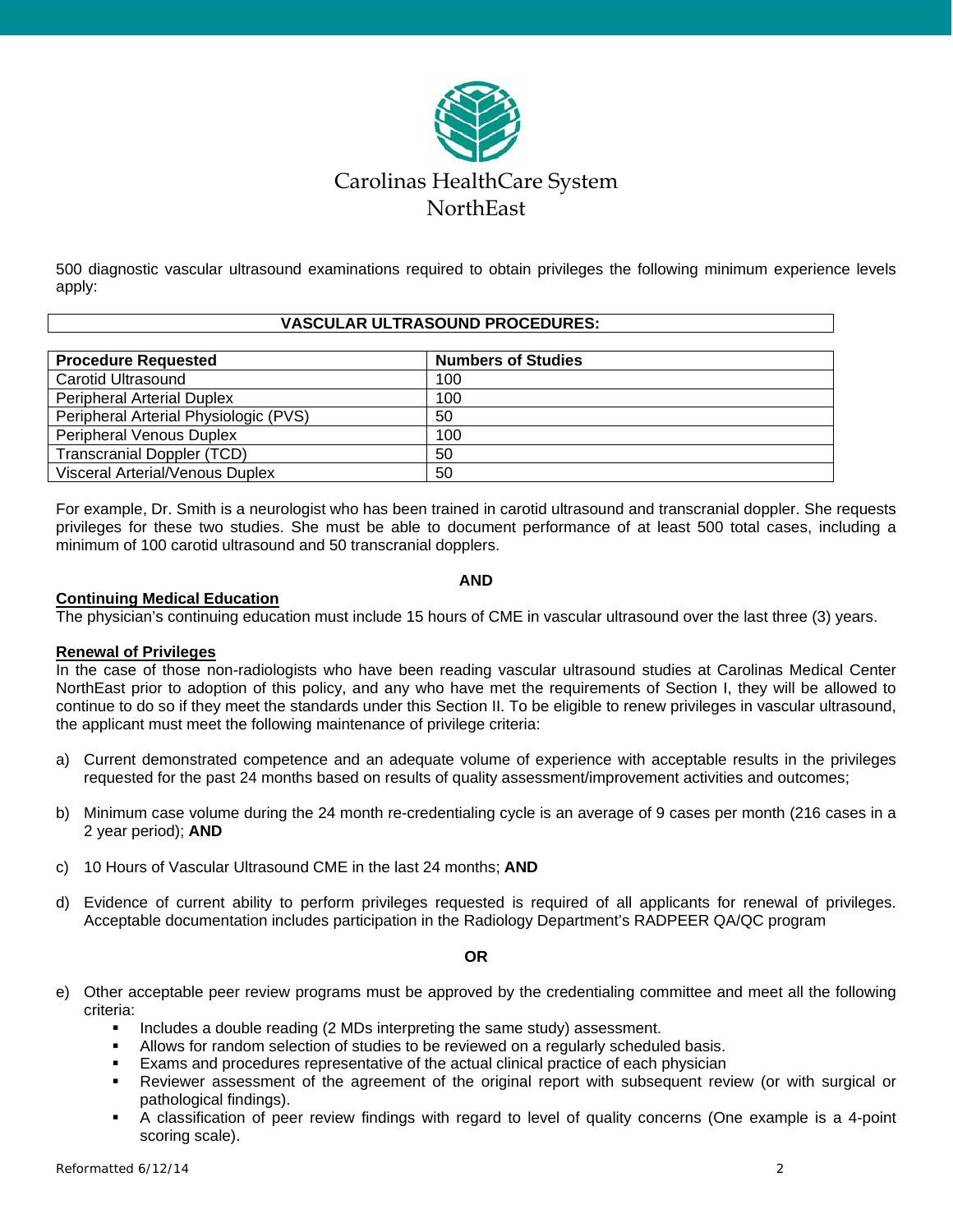Carolinas HealthCare System
NorthEast

500 diagnostic vascular ultrasound examinations required to obtain privileges the following minimum experience levels apply:

**VASCULAR ULTRASOUND PROCEDURES:**

| Procedure Requested | Numbers of Studies |
|---|---|
| Carotid Ultrasound | 100 |
| Peripheral Arterial Duplex | 100 |
| Peripheral Arterial Physiologic (PVS) | 50 |
| Peripheral Venous Duplex | 100 |
| Transcranial Doppler (TCD) | 50 |
| Visceral Arterial/Venous Duplex | 50 |

For example, Dr. Smith is a neurologist who has been trained in carotid ultrasound and transcranial doppler. She requests privileges for these two studies. She must be able to document performance of at least 500 total cases, including a minimum of 100 carotid ultrasound and 50 transcranial dopplers.

**AND**

**Continuing Medical Education**

The physician's continuing education must include 15 hours of CME in vascular ultrasound over the last three (3) years.

**Renewal of Privileges**

In the case of those non-radiologists who have been reading vascular ultrasound studies at Carolinas Medical Center NorthEast prior to adoption of this policy, and any who have met the requirements of Section I, they will be allowed to continue to do so if they meet the standards under this Section II. To be eligible to renew privileges in vascular ultrasound, the applicant must meet the following maintenance of privilege criteria:

a) Current demonstrated competence and an adequate volume of experience with acceptable results in the privileges requested for the past 24 months based on results of quality assessment/improvement activities and outcomes;

b) Minimum case volume during the 24 month re-credentialing cycle is an average of 9 cases per month (216 cases in a 2 year period); **AND**

c) 10 Hours of Vascular Ultrasound CME in the last 24 months; **AND**

d) Evidence of current ability to perform privileges requested is required of all applicants for renewal of privileges. Acceptable documentation includes participation in the Radiology Department's RADPEER QA/QC program

**OR**

e) Other acceptable peer review programs must be approved by the credentialing committee and meet all the following criteria:
   - Includes a double reading (2 MDs interpreting the same study) assessment.
   - Allows for random selection of studies to be reviewed on a regularly scheduled basis.
   - Exams and procedures representative of the actual clinical practice of each physician
   - Reviewer assessment of the agreement of the original report with subsequent review (or with surgical or pathological findings).
   - A classification of peer review findings with regard to level of quality concerns (One example is a 4-point scoring scale).

Reformatted 6/12/14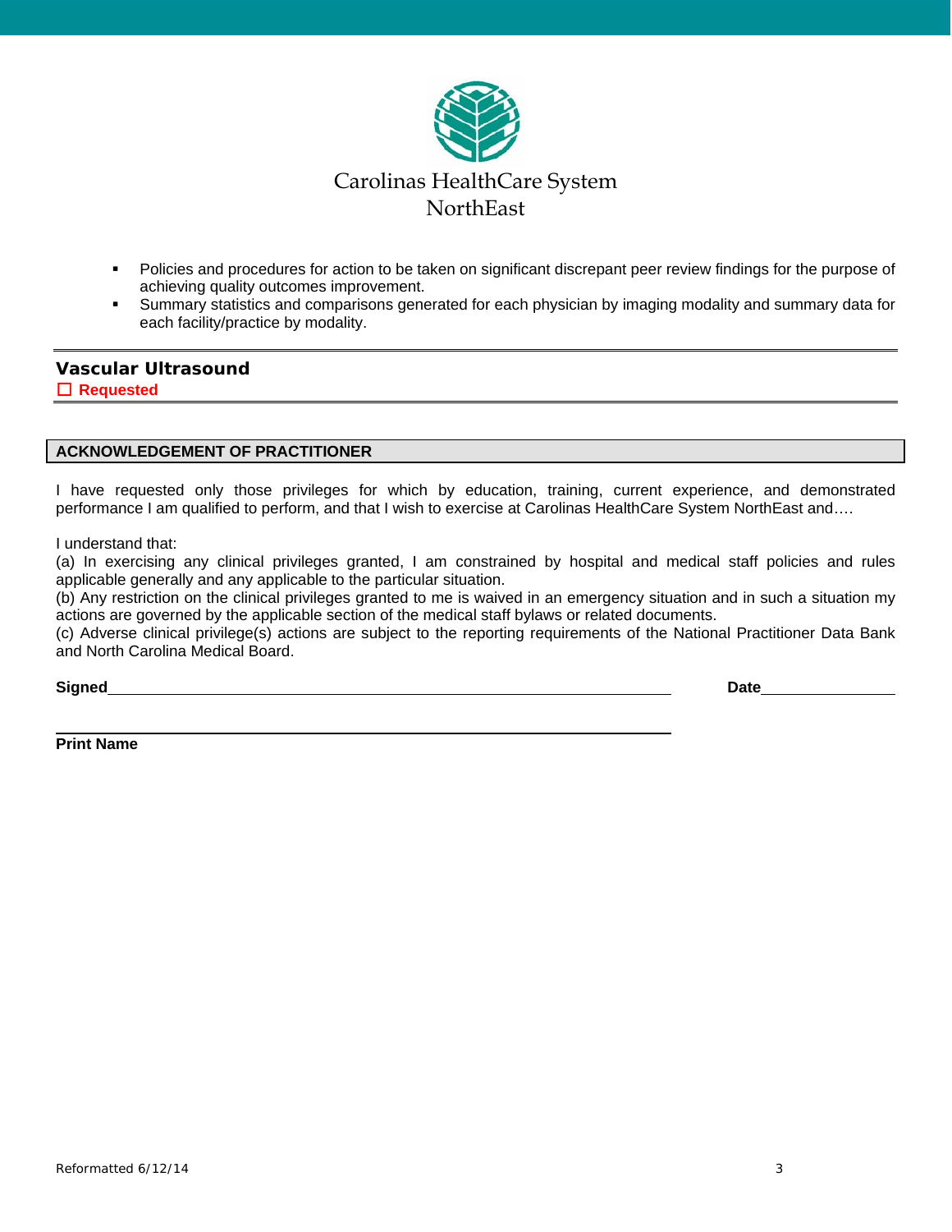Carolinas HealthCare System
NorthEast

- Policies and procedures for action to be taken on significant discrepant peer review findings for the purpose of achieving quality outcomes improvement.
- Summary statistics and comparisons generated for each physician by imaging modality and summary data for each facility/practice by modality.

---

## Vascular Ultrasound

☐ **Requested**

---

## ACKNOWLEDGEMENT OF PRACTITIONER

I have requested only those privileges for which by education, training, current experience, and demonstrated performance I am qualified to perform, and that I wish to exercise at Carolinas HealthCare System NorthEast and….

I understand that:
(a) In exercising any clinical privileges granted, I am constrained by hospital and medical staff policies and rules applicable generally and any applicable to the particular situation.
(b) Any restriction on the clinical privileges granted to me is waived in an emergency situation and in such a situation my actions are governed by the applicable section of the medical staff bylaws or related documents.
(c) Adverse clinical privilege(s) actions are subject to the reporting requirements of the National Practitioner Data Bank and North Carolina Medical Board.

**Signed**______________________________________________ **Date**_______________

______________________________________________
**Print Name**

Reformatted 6/12/14